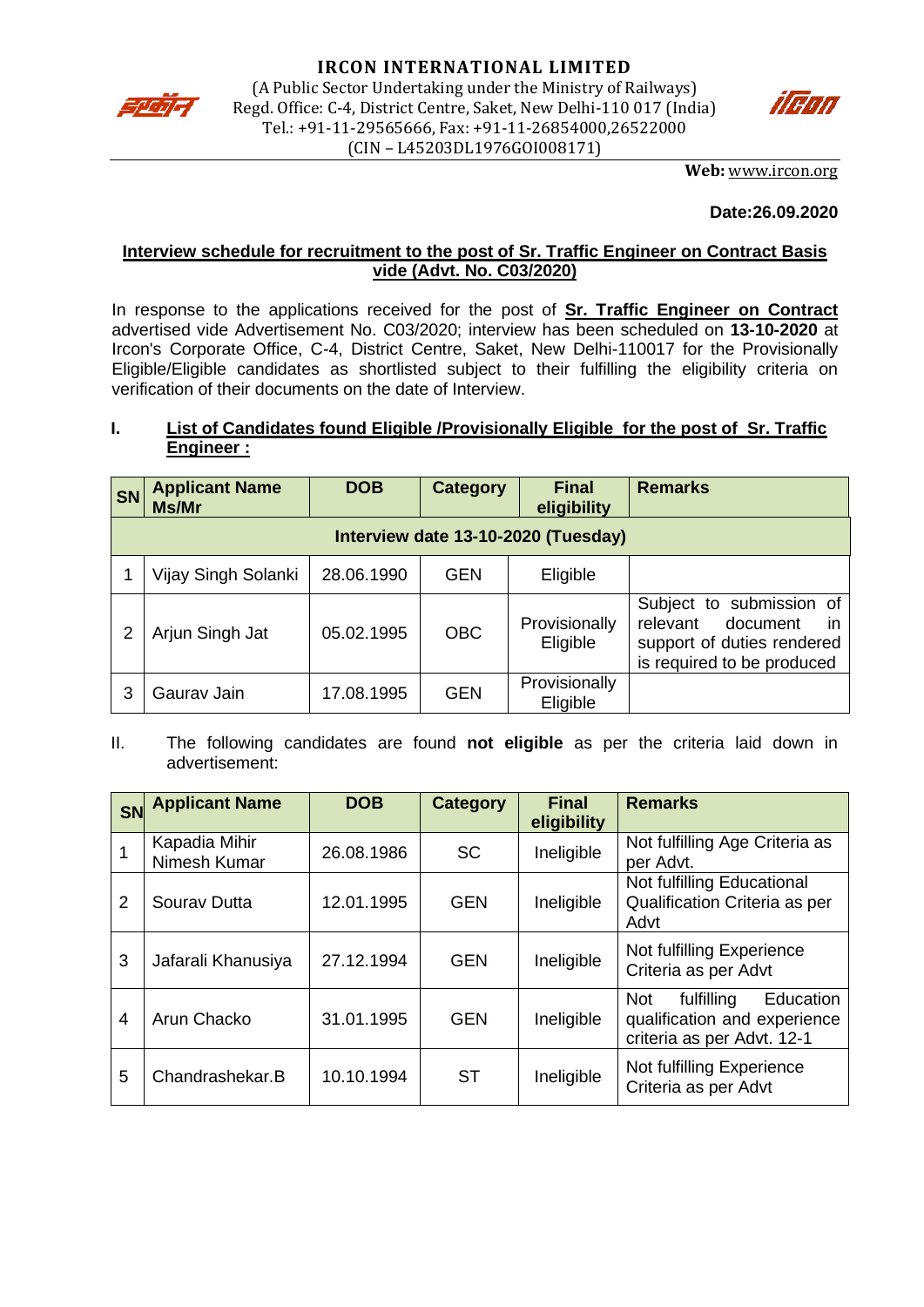# IRCON INTERNATIONAL LIMITED

(A Public Sector Undertaking under the Ministry of Railways)
Regd. Office: C-4, District Centre, Saket, New Delhi-110 017 (India)
Tel.: +91-11-29565666, Fax: +91-11-26854000,26522000
(CIN – L45203DL1976GOI008171)

**Web:** www.ircon.org

**Date:26.09.2020**

## Interview schedule for recruitment to the post of Sr. Traffic Engineer on Contract Basis vide (Advt. No. C03/2020)

In response to the applications received for the post of **Sr. Traffic Engineer on Contract** advertised vide Advertisement No. C03/2020; interview has been scheduled on **13-10-2020** at Ircon's Corporate Office, C-4, District Centre, Saket, New Delhi-110017 for the Provisionally Eligible/Eligible candidates as shortlisted subject to their fulfilling the eligibility criteria on verification of their documents on the date of Interview.

### I. List of Candidates found Eligible /Provisionally Eligible for the post of Sr. Traffic Engineer :

| SN | Applicant Name Ms/Mr | DOB | Category | Final eligibility | Remarks |
|---|---|---|---|---|---|
| **Interview date 13-10-2020 (Tuesday)** | | | | | |
| 1 | Vijay Singh Solanki | 28.06.1990 | GEN | Eligible | |
| 2 | Arjun Singh Jat | 05.02.1995 | OBC | Provisionally Eligible | Subject to submission of relevant document in support of duties rendered is required to be produced |
| 3 | Gaurav Jain | 17.08.1995 | GEN | Provisionally Eligible | |

II. The following candidates are found **not eligible** as per the criteria laid down in advertisement:

| SN | Applicant Name | DOB | Category | Final eligibility | Remarks |
|---|---|---|---|---|---|
| 1 | Kapadia Mihir Nimesh Kumar | 26.08.1986 | SC | Ineligible | Not fulfilling Age Criteria as per Advt. |
| 2 | Sourav Dutta | 12.01.1995 | GEN | Ineligible | Not fulfilling Educational Qualification Criteria as per Advt |
| 3 | Jafarali Khanusiya | 27.12.1994 | GEN | Ineligible | Not fulfilling Experience Criteria as per Advt |
| 4 | Arun Chacko | 31.01.1995 | GEN | Ineligible | Not fulfilling Education qualification and experience criteria as per Advt. 12-1 |
| 5 | Chandrashekar.B | 10.10.1994 | ST | Ineligible | Not fulfilling Experience Criteria as per Advt |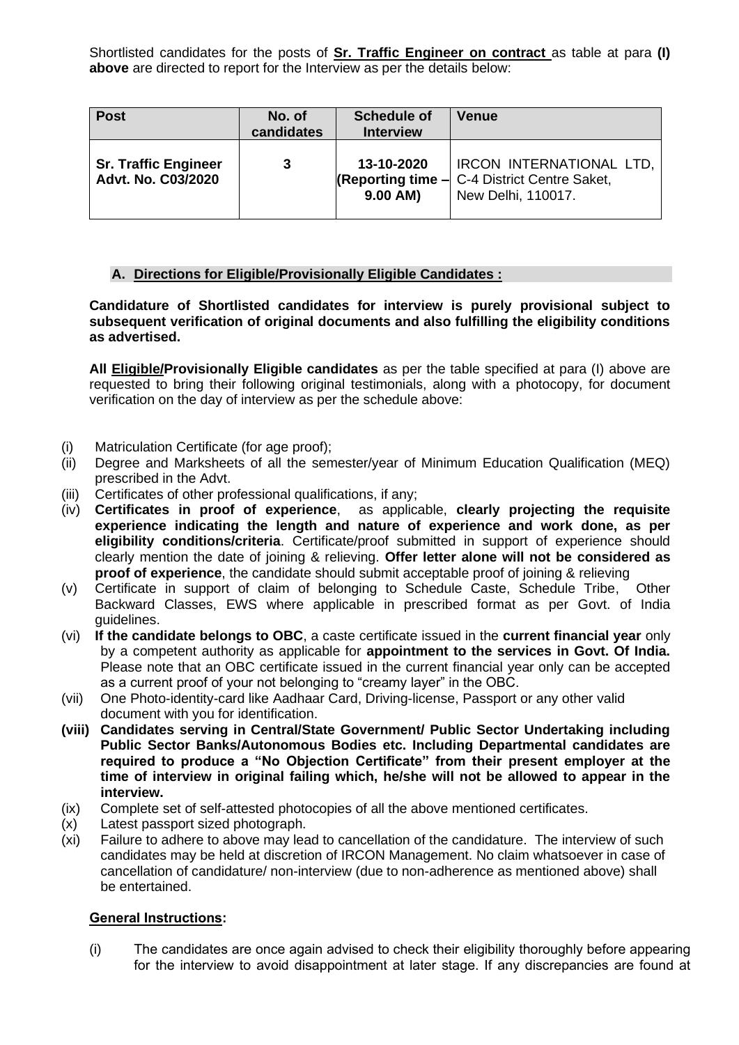Shortlisted candidates for the posts of **Sr. Traffic Engineer on contract** as table at para **(I) above** are directed to report for the Interview as per the details below:

| Post | No. of candidates | Schedule of Interview | Venue |
|---|---|---|---|
| **Sr. Traffic Engineer Advt. No. C03/2020** | **3** | **13-10-2020 (Reporting time – 9.00 AM)** | IRCON INTERNATIONAL LTD, C-4 District Centre Saket, New Delhi, 110017. |

### A. Directions for Eligible/Provisionally Eligible Candidates :

**Candidature of Shortlisted candidates for interview is purely provisional subject to subsequent verification of original documents and also fulfilling the eligibility conditions as advertised.**

**All Eligible/Provisionally Eligible candidates** as per the table specified at para (I) above are requested to bring their following original testimonials, along with a photocopy, for document verification on the day of interview as per the schedule above:

(i) Matriculation Certificate (for age proof);
(ii) Degree and Marksheets of all the semester/year of Minimum Education Qualification (MEQ) prescribed in the Advt.
(iii) Certificates of other professional qualifications, if any;
(iv) **Certificates in proof of experience**, as applicable, **clearly projecting the requisite experience indicating the length and nature of experience and work done, as per eligibility conditions/criteria**. Certificate/proof submitted in support of experience should clearly mention the date of joining & relieving. **Offer letter alone will not be considered as proof of experience**, the candidate should submit acceptable proof of joining & relieving
(v) Certificate in support of claim of belonging to Schedule Caste, Schedule Tribe, Other Backward Classes, EWS where applicable in prescribed format as per Govt. of India guidelines.
(vi) **If the candidate belongs to OBC**, a caste certificate issued in the **current financial year** only by a competent authority as applicable for **appointment to the services in Govt. Of India.** Please note that an OBC certificate issued in the current financial year only can be accepted as a current proof of your not belonging to "creamy layer" in the OBC.
(vii) One Photo-identity-card like Aadhaar Card, Driving-license, Passport or any other valid document with you for identification.
**(viii) Candidates serving in Central/State Government/ Public Sector Undertaking including Public Sector Banks/Autonomous Bodies etc. Including Departmental candidates are required to produce a "No Objection Certificate" from their present employer at the time of interview in original failing which, he/she will not be allowed to appear in the interview.**
(ix) Complete set of self-attested photocopies of all the above mentioned certificates.
(x) Latest passport sized photograph.
(xi) Failure to adhere to above may lead to cancellation of the candidature. The interview of such candidates may be held at discretion of IRCON Management. No claim whatsoever in case of cancellation of candidature/ non-interview (due to non-adherence as mentioned above) shall be entertained.

**General Instructions:**

(i) The candidates are once again advised to check their eligibility thoroughly before appearing for the interview to avoid disappointment at later stage. If any discrepancies are found at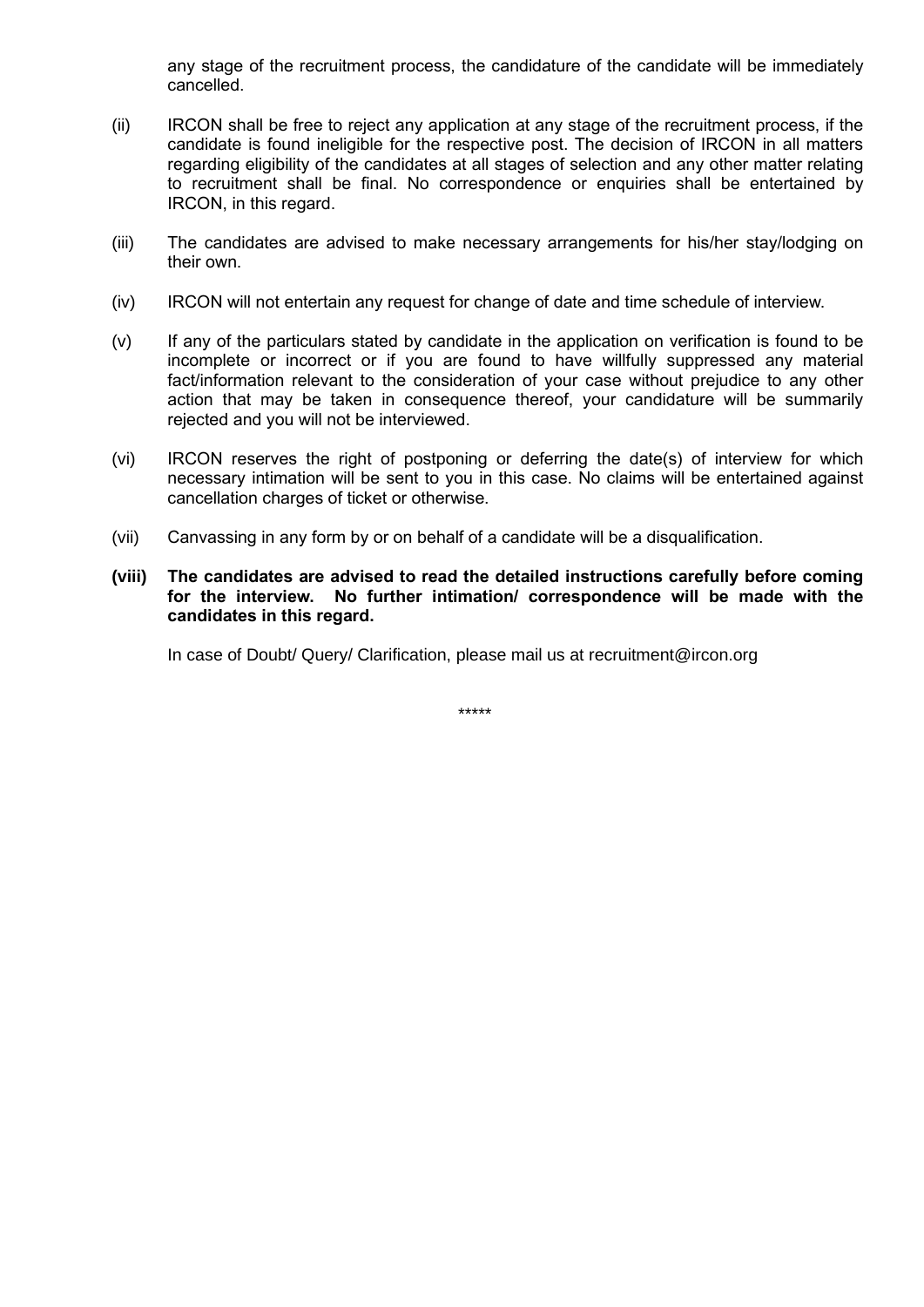any stage of the recruitment process, the candidature of the candidate will be immediately cancelled.

(ii) IRCON shall be free to reject any application at any stage of the recruitment process, if the candidate is found ineligible for the respective post. The decision of IRCON in all matters regarding eligibility of the candidates at all stages of selection and any other matter relating to recruitment shall be final. No correspondence or enquiries shall be entertained by IRCON, in this regard.

(iii) The candidates are advised to make necessary arrangements for his/her stay/lodging on their own.

(iv) IRCON will not entertain any request for change of date and time schedule of interview.

(v) If any of the particulars stated by candidate in the application on verification is found to be incomplete or incorrect or if you are found to have willfully suppressed any material fact/information relevant to the consideration of your case without prejudice to any other action that may be taken in consequence thereof, your candidature will be summarily rejected and you will not be interviewed.

(vi) IRCON reserves the right of postponing or deferring the date(s) of interview for which necessary intimation will be sent to you in this case. No claims will be entertained against cancellation charges of ticket or otherwise.

(vii) Canvassing in any form by or on behalf of a candidate will be a disqualification.

**(viii) The candidates are advised to read the detailed instructions carefully before coming for the interview. No further intimation/ correspondence will be made with the candidates in this regard.**

In case of Doubt/ Query/ Clarification, please mail us at recruitment@ircon.org

*****